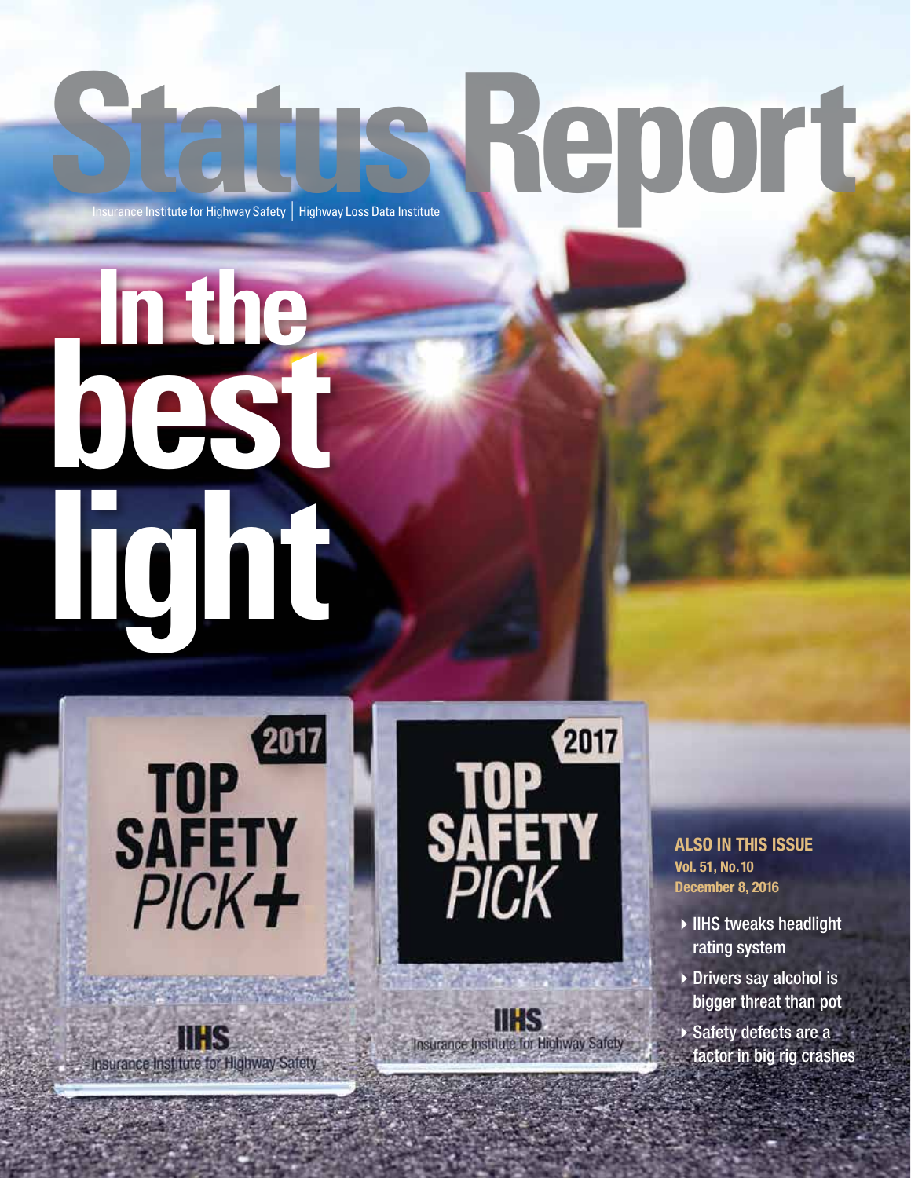# Status Report

Insurance Institute for Highway Safety | Highway Loss Data Institute

# In the best light

2017 TOP SAFETY PICK+

IIHS Insurance Institute for Highway Safety

2017 TOP SAFETY PICK

IIHS Insurance Institute for Highway Safety

**ALSO IN THIS ISSUE**

**Vol. 51, No. 10**
**December 8, 2016**

- IIHS tweaks headlight rating system
- Drivers say alcohol is bigger threat than pot
- Safety defects are a factor in big rig crashes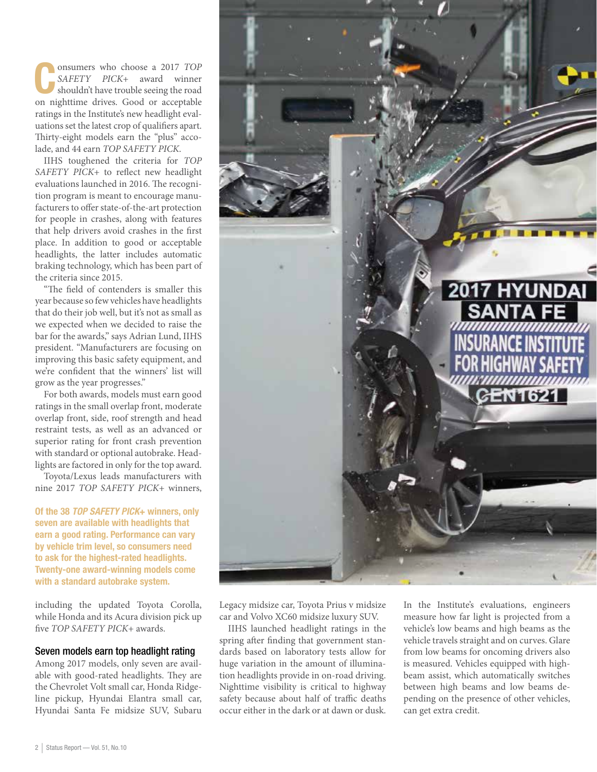Consumers who choose a 2017 *TOP SAFETY PICK+* award winner shouldn't have trouble seeing the road on nighttime drives. Good or acceptable ratings in the Institute's new headlight evaluations set the latest crop of qualifiers apart. Thirty-eight models earn the "plus" accolade, and 44 earn *TOP SAFETY PICK*.

IIHS toughened the criteria for *TOP SAFETY PICK+* to reflect new headlight evaluations launched in 2016. The recognition program is meant to encourage manufacturers to offer state-of-the-art protection for people in crashes, along with features that help drivers avoid crashes in the first place. In addition to good or acceptable headlights, the latter includes automatic braking technology, which has been part of the criteria since 2015.

"The field of contenders is smaller this year because so few vehicles have headlights that do their job well, but it's not as small as we expected when we decided to raise the bar for the awards," says Adrian Lund, IIHS president. "Manufacturers are focusing on improving this basic safety equipment, and we're confident that the winners' list will grow as the year progresses."

For both awards, models must earn good ratings in the small overlap front, moderate overlap front, side, roof strength and head restraint tests, as well as an advanced or superior rating for front crash prevention with standard or optional autobrake. Headlights are factored in only for the top award.

Toyota/Lexus leads manufacturers with nine 2017 *TOP SAFETY PICK+* winners, including the updated Toyota Corolla, while Honda and its Acura division pick up five *TOP SAFETY PICK+* awards.

**Of the 38 *TOP SAFETY PICK+* winners, only seven are available with headlights that earn a good rating. Performance can vary by vehicle trim level, so consumers need to ask for the highest-rated headlights. Twenty-one award-winning models come with a standard autobrake system.**

## Seven models earn top headlight rating

Among 2017 models, only seven are available with good-rated headlights. They are the Chevrolet Volt small car, Honda Ridgeline pickup, Hyundai Elantra small car, Hyundai Santa Fe midsize SUV, Subaru Legacy midsize car, Toyota Prius v midsize car and Volvo XC60 midsize luxury SUV.

IIHS launched headlight ratings in the spring after finding that government standards based on laboratory tests allow for huge variation in the amount of illumination headlights provide in on-road driving. Nighttime visibility is critical to highway safety because about half of traffic deaths occur either in the dark or at dawn or dusk.

In the Institute's evaluations, engineers measure how far light is projected from a vehicle's low beams and high beams as the vehicle travels straight and on curves. Glare from low beams for oncoming drivers also is measured. Vehicles equipped with high-beam assist, which automatically switches between high beams and low beams depending on the presence of other vehicles, can get extra credit.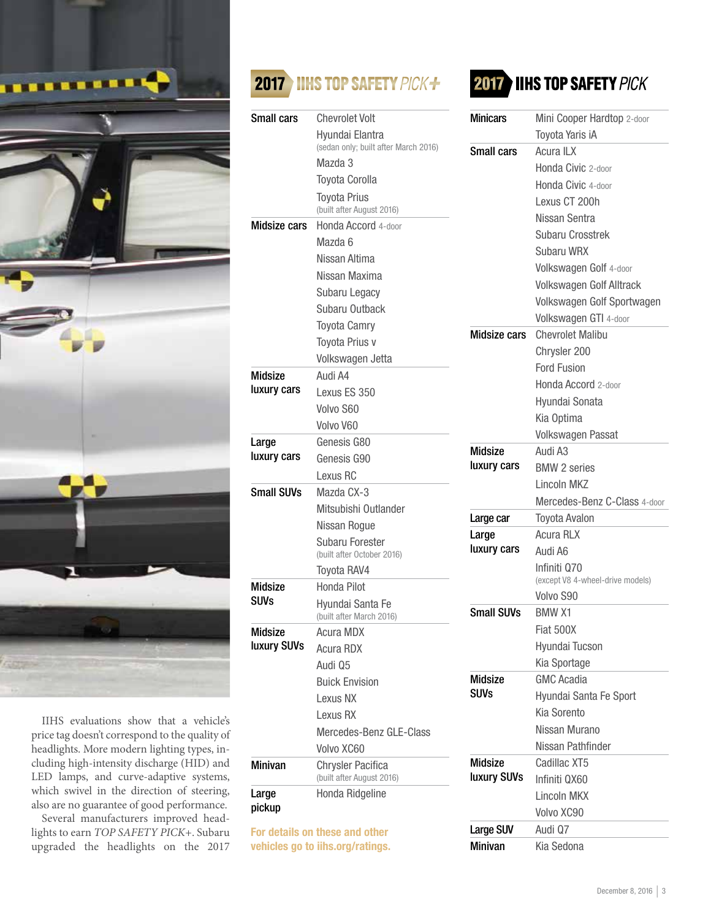IIHS evaluations show that a vehicle's price tag doesn't correspond to the quality of headlights. More modern lighting types, including high-intensity discharge (HID) and LED lamps, and curve-adaptive systems, which swivel in the direction of steering, also are no guarantee of good performance.

Several manufacturers improved headlights to earn *TOP SAFETY PICK+*. Subaru upgraded the headlights on the 2017

## 2017 IIHS TOP SAFETY *PICK+*

| | |
|---|---|
| **Small cars** | Chevrolet Volt |
| | Hyundai Elantra (sedan only; built after March 2016) |
| | Mazda 3 |
| | Toyota Corolla |
| | Toyota Prius (built after August 2016) |
| **Midsize cars** | Honda Accord 4-door |
| | Mazda 6 |
| | Nissan Altima |
| | Nissan Maxima |
| | Subaru Legacy |
| | Subaru Outback |
| | Toyota Camry |
| | Toyota Prius v |
| | Volkswagen Jetta |
| **Midsize luxury cars** | Audi A4 |
| | Lexus ES 350 |
| | Volvo S60 |
| | Volvo V60 |
| **Large luxury cars** | Genesis G80 |
| | Genesis G90 |
| | Lexus RC |
| **Small SUVs** | Mazda CX-3 |
| | Mitsubishi Outlander |
| | Nissan Rogue |
| | Subaru Forester (built after October 2016) |
| | Toyota RAV4 |
| **Midsize SUVs** | Honda Pilot |
| | Hyundai Santa Fe (built after March 2016) |
| **Midsize luxury SUVs** | Acura MDX |
| | Acura RDX |
| | Audi Q5 |
| | Buick Envision |
| | Lexus NX |
| | Lexus RX |
| | Mercedes-Benz GLE-Class |
| | Volvo XC60 |
| **Minivan** | Chrysler Pacifica (built after August 2016) |
| **Large pickup** | Honda Ridgeline |

**For details on these and other vehicles go to iihs.org/ratings.**

## 2017 IIHS TOP SAFETY *PICK*

| | |
|---|---|
| **Minicars** | Mini Cooper Hardtop 2-door |
| | Toyota Yaris iA |
| **Small cars** | Acura ILX |
| | Honda Civic 2-door |
| | Honda Civic 4-door |
| | Lexus CT 200h |
| | Nissan Sentra |
| | Subaru Crosstrek |
| | Subaru WRX |
| | Volkswagen Golf 4-door |
| | Volkswagen Golf Alltrack |
| | Volkswagen Golf Sportwagen |
| | Volkswagen GTI 4-door |
| **Midsize cars** | Chevrolet Malibu |
| | Chrysler 200 |
| | Ford Fusion |
| | Honda Accord 2-door |
| | Hyundai Sonata |
| | Kia Optima |
| | Volkswagen Passat |
| **Midsize luxury cars** | Audi A3 |
| | BMW 2 series |
| | Lincoln MKZ |
| | Mercedes-Benz C-Class 4-door |
| **Large car** | Toyota Avalon |
| **Large luxury cars** | Acura RLX |
| | Audi A6 |
| | Infiniti Q70 (except V8 4-wheel-drive models) |
| | Volvo S90 |
| **Small SUVs** | BMW X1 |
| | Fiat 500X |
| | Hyundai Tucson |
| | Kia Sportage |
| **Midsize SUVs** | GMC Acadia |
| | Hyundai Santa Fe Sport |
| | Kia Sorento |
| | Nissan Murano |
| | Nissan Pathfinder |
| **Midsize luxury SUVs** | Cadillac XT5 |
| | Infiniti QX60 |
| | Lincoln MKX |
| | Volvo XC90 |
| **Large SUV** | Audi Q7 |
| **Minivan** | Kia Sedona |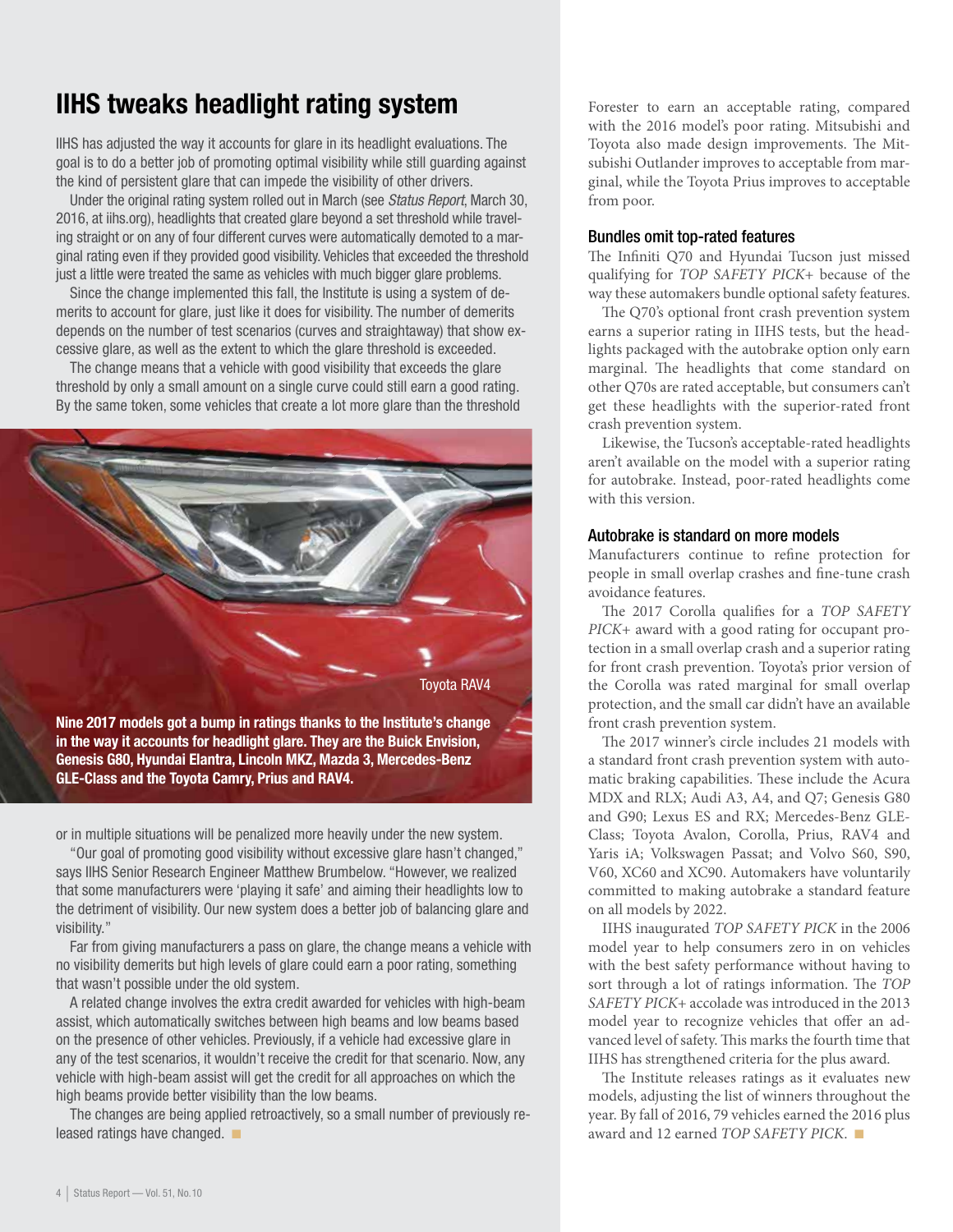# IIHS tweaks headlight rating system

IIHS has adjusted the way it accounts for glare in its headlight evaluations. The goal is to do a better job of promoting optimal visibility while still guarding against the kind of persistent glare that can impede the visibility of other drivers.

Under the original rating system rolled out in March (see *Status Report*, March 30, 2016, at iihs.org), headlights that created glare beyond a set threshold while traveling straight or on any of four different curves were automatically demoted to a marginal rating even if they provided good visibility. Vehicles that exceeded the threshold just a little were treated the same as vehicles with much bigger glare problems.

Since the change implemented this fall, the Institute is using a system of demerits to account for glare, just like it does for visibility. The number of demerits depends on the number of test scenarios (curves and straightaway) that show excessive glare, as well as the extent to which the glare threshold is exceeded.

The change means that a vehicle with good visibility that exceeds the glare threshold by only a small amount on a single curve could still earn a good rating. By the same token, some vehicles that create a lot more glare than the threshold or in multiple situations will be penalized more heavily under the new system.

Toyota RAV4

**Nine 2017 models got a bump in ratings thanks to the Institute's change in the way it accounts for headlight glare. They are the Buick Envision, Genesis G80, Hyundai Elantra, Lincoln MKZ, Mazda 3, Mercedes-Benz GLE-Class and the Toyota Camry, Prius and RAV4.**

"Our goal of promoting good visibility without excessive glare hasn't changed," says IIHS Senior Research Engineer Matthew Brumbelow. "However, we realized that some manufacturers were 'playing it safe' and aiming their headlights low to the detriment of visibility. Our new system does a better job of balancing glare and visibility."

Far from giving manufacturers a pass on glare, the change means a vehicle with no visibility demerits but high levels of glare could earn a poor rating, something that wasn't possible under the old system.

A related change involves the extra credit awarded for vehicles with high-beam assist, which automatically switches between high beams and low beams based on the presence of other vehicles. Previously, if a vehicle had excessive glare in any of the test scenarios, it wouldn't receive the credit for that scenario. Now, any vehicle with high-beam assist will get the credit for all approaches on which the high beams provide better visibility than the low beams.

The changes are being applied retroactively, so a small number of previously released ratings have changed. ■

Forester to earn an acceptable rating, compared with the 2016 model's poor rating. Mitsubishi and Toyota also made design improvements. The Mitsubishi Outlander improves to acceptable from marginal, while the Toyota Prius improves to acceptable from poor.

### Bundles omit top-rated features

The Infiniti Q70 and Hyundai Tucson just missed qualifying for *TOP SAFETY PICK+* because of the way these automakers bundle optional safety features.

The Q70's optional front crash prevention system earns a superior rating in IIHS tests, but the headlights packaged with the autobrake option only earn marginal. The headlights that come standard on other Q70s are rated acceptable, but consumers can't get these headlights with the superior-rated front crash prevention system.

Likewise, the Tucson's acceptable-rated headlights aren't available on the model with a superior rating for autobrake. Instead, poor-rated headlights come with this version.

### Autobrake is standard on more models

Manufacturers continue to refine protection for people in small overlap crashes and fine-tune crash avoidance features.

The 2017 Corolla qualifies for a *TOP SAFETY PICK+* award with a good rating for occupant protection in a small overlap crash and a superior rating for front crash prevention. Toyota's prior version of the Corolla was rated marginal for small overlap protection, and the small car didn't have an available front crash prevention system.

The 2017 winner's circle includes 21 models with a standard front crash prevention system with automatic braking capabilities. These include the Acura MDX and RLX; Audi A3, A4, and Q7; Genesis G80 and G90; Lexus ES and RX; Mercedes-Benz GLE-Class; Toyota Avalon, Corolla, Prius, RAV4 and Yaris iA; Volkswagen Passat; and Volvo S60, S90, V60, XC60 and XC90. Automakers have voluntarily committed to making autobrake a standard feature on all models by 2022.

IIHS inaugurated *TOP SAFETY PICK* in the 2006 model year to help consumers zero in on vehicles with the best safety performance without having to sort through a lot of ratings information. The *TOP SAFETY PICK+* accolade was introduced in the 2013 model year to recognize vehicles that offer an advanced level of safety. This marks the fourth time that IIHS has strengthened criteria for the plus award.

The Institute releases ratings as it evaluates new models, adjusting the list of winners throughout the year. By fall of 2016, 79 vehicles earned the 2016 plus award and 12 earned *TOP SAFETY PICK*. ■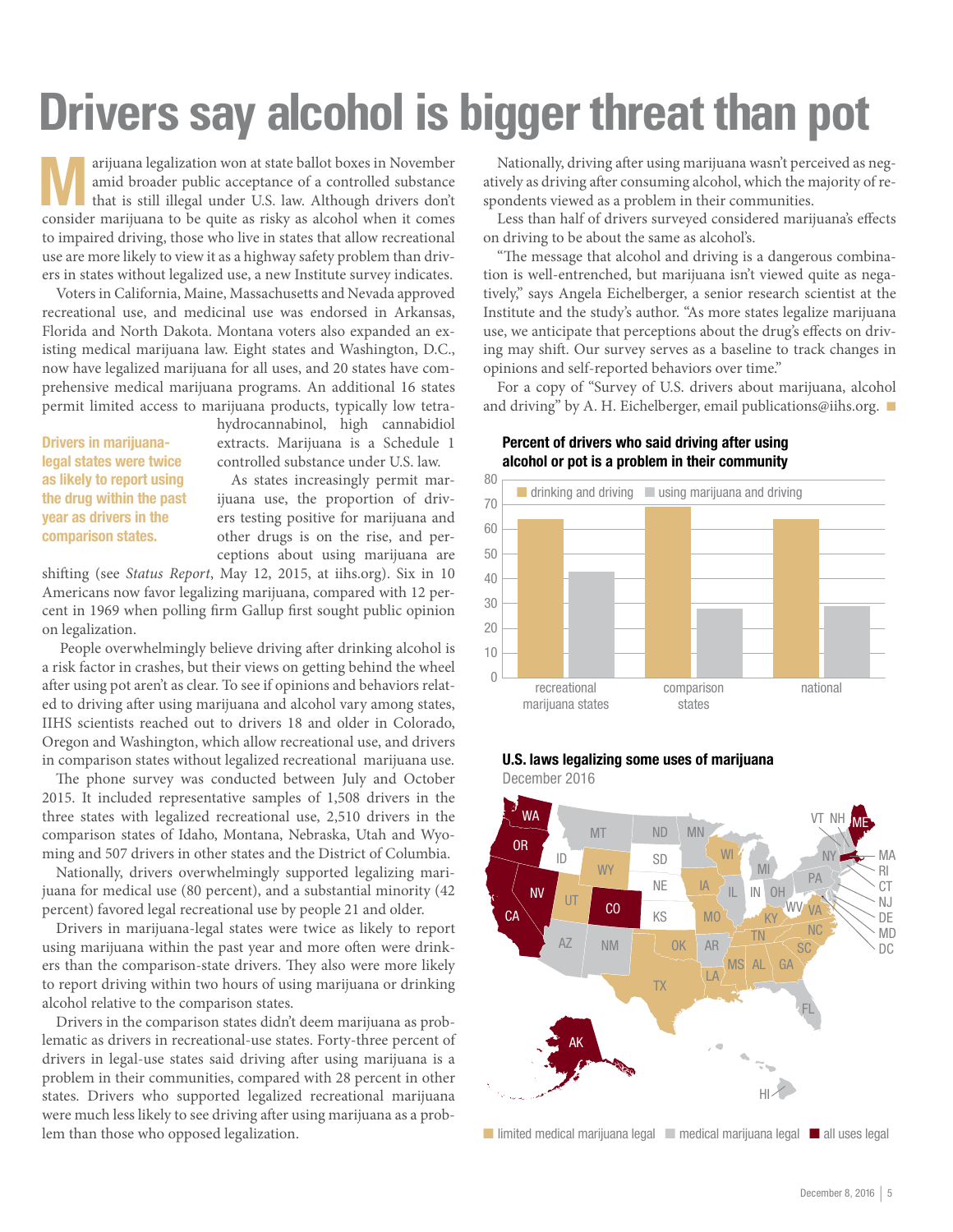# Drivers say alcohol is bigger threat than pot

Marijuana legalization won at state ballot boxes in November amid broader public acceptance of a controlled substance that is still illegal under U.S. law. Although drivers don't consider marijuana to be quite as risky as alcohol when it comes to impaired driving, those who live in states that allow recreational use are more likely to view it as a highway safety problem than drivers in states without legalized use, a new Institute survey indicates.

Voters in California, Maine, Massachusetts and Nevada approved recreational use, and medicinal use was endorsed in Arkansas, Florida and North Dakota. Montana voters also expanded an existing medical marijuana law. Eight states and Washington, D.C., now have legalized marijuana for all uses, and 20 states have comprehensive medical marijuana programs. An additional 16 states permit limited access to marijuana products, typically low tetrahydrocannabinol, high cannabidiol extracts. Marijuana is a Schedule 1 controlled substance under U.S. law.

**Drivers in marijuana-legal states were twice as likely to report using the drug within the past year as drivers in the comparison states.**

As states increasingly permit marijuana use, the proportion of drivers testing positive for marijuana and other drugs is on the rise, and perceptions about using marijuana are shifting (see *Status Report*, May 12, 2015, at iihs.org). Six in 10 Americans now favor legalizing marijuana, compared with 12 percent in 1969 when polling firm Gallup first sought public opinion on legalization.

People overwhelmingly believe driving after drinking alcohol is a risk factor in crashes, but their views on getting behind the wheel after using pot aren't as clear. To see if opinions and behaviors related to driving after using marijuana and alcohol vary among states, IIHS scientists reached out to drivers 18 and older in Colorado, Oregon and Washington, which allow recreational use, and drivers in comparison states without legalized recreational marijuana use.

The phone survey was conducted between July and October 2015. It included representative samples of 1,508 drivers in the three states with legalized recreational use, 2,510 drivers in the comparison states of Idaho, Montana, Nebraska, Utah and Wyoming and 507 drivers in other states and the District of Columbia.

Nationally, drivers overwhelmingly supported legalizing marijuana for medical use (80 percent), and a substantial minority (42 percent) favored legal recreational use by people 21 and older.

Drivers in marijuana-legal states were twice as likely to report using marijuana within the past year and more often were drinkers than the comparison-state drivers. They also were more likely to report driving within two hours of using marijuana or drinking alcohol relative to the comparison states.

Drivers in the comparison states didn't deem marijuana as problematic as drivers in recreational-use states. Forty-three percent of drivers in legal-use states said driving after using marijuana is a problem in their communities, compared with 28 percent in other states. Drivers who supported legalized recreational marijuana were much less likely to see driving after using marijuana as a problem than those who opposed legalization.

Nationally, driving after using marijuana wasn't perceived as negatively as driving after consuming alcohol, which the majority of respondents viewed as a problem in their communities.

Less than half of drivers surveyed considered marijuana's effects on driving to be about the same as alcohol's.

"The message that alcohol and driving is a dangerous combination is well-entrenched, but marijuana isn't viewed quite as negatively," says Angela Eichelberger, a senior research scientist at the Institute and the study's author. "As more states legalize marijuana use, we anticipate that perceptions about the drug's effects on driving may shift. Our survey serves as a baseline to track changes in opinions and self-reported behaviors over time."

For a copy of "Survey of U.S. drivers about marijuana, alcohol and driving" by A. H. Eichelberger, email publications@iihs.org.

**Percent of drivers who said driving after using alcohol or pot is a problem in their community**

| | drinking and driving | using marijuana and driving |
|---|---|---|
| recreational marijuana states | 64 | 43 |
| comparison states | 69 | 28 |
| national | 64 | 29 |

**U.S. laws legalizing some uses of marijuana**

December 2016

Legend: limited medical marijuana legal; medical marijuana legal; all uses legal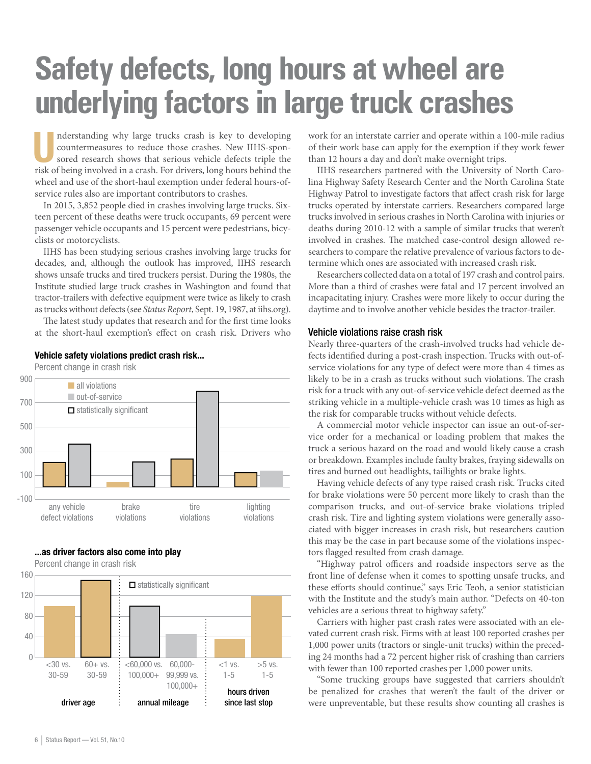// wait, no - this comment shouldn't be there
# Safety defects, long hours at wheel are underlying factors in large truck crashes

Understanding why large trucks crash is key to developing countermeasures to reduce those crashes. New IIHS-sponsored research shows that serious vehicle defects triple the risk of being involved in a crash. For drivers, long hours behind the wheel and use of the short-haul exemption under federal hours-of-service rules also are important contributors to crashes.

In 2015, 3,852 people died in crashes involving large trucks. Sixteen percent of these deaths were truck occupants, 69 percent were passenger vehicle occupants and 15 percent were pedestrians, bicyclists or motorcyclists.

IIHS has been studying serious crashes involving large trucks for decades, and, although the outlook has improved, IIHS research shows unsafe trucks and tired truckers persist. During the 1980s, the Institute studied large truck crashes in Washington and found that tractor-trailers with defective equipment were twice as likely to crash as trucks without defects (see *Status Report*, Sept. 19, 1987, at iihs.org).

The latest study updates that research and for the first time looks at the short-haul exemption's effect on crash risk. Drivers who work for an interstate carrier and operate within a 100-mile radius of their work base can apply for the exemption if they work fewer than 12 hours a day and don't make overnight trips.

IIHS researchers partnered with the University of North Carolina Highway Safety Research Center and the North Carolina State Highway Patrol to investigate factors that affect crash risk for large trucks operated by interstate carriers. Researchers compared large trucks involved in serious crashes in North Carolina with injuries or deaths during 2010-12 with a sample of similar trucks that weren't involved in crashes. The matched case-control design allowed researchers to compare the relative prevalence of various factors to determine which ones are associated with increased crash risk.

Researchers collected data on a total of 197 crash and control pairs. More than a third of crashes were fatal and 17 percent involved an incapacitating injury. Crashes were more likely to occur during the daytime and to involve another vehicle besides the tractor-trailer.

**Vehicle safety violations predict crash risk...**

Percent change in crash risk

| | all violations | out-of-service |
|---|---|---|
| any vehicle defect violations | ~200 (statistically significant) | ~350 (statistically significant) |
| brake violations | ~45 | ~200 (statistically significant) |
| tire violations | ~225 (statistically significant) | ~800 (statistically significant) |
| lighting violations | ~120 (statistically significant) | ~130 |

**...as driver factors also come into play**

Percent change in crash risk

| Factor | Comparison | Percent change |
|---|---|---|
| driver age | <30 vs. 30-59 | ~100 |
| driver age | 60+ vs. 30-59 | ~150 (statistically significant) |
| annual mileage | <60,000 vs. 100,000+ | ~100 (statistically significant) |
| annual mileage | 60,000-99,999 vs. 100,000+ | ~45 |
| hours driven since last stop | <1 vs. 1-5 | ~35 |
| hours driven since last stop | >5 vs. 1-5 | ~120 |

## Vehicle violations raise crash risk

Nearly three-quarters of the crash-involved trucks had vehicle defects identified during a post-crash inspection. Trucks with out-of-service violations for any type of defect were more than 4 times as likely to be in a crash as trucks without such violations. The crash risk for a truck with any out-of-service vehicle defect deemed as the striking vehicle in a multiple-vehicle crash was 10 times as high as the risk for comparable trucks without vehicle defects.

A commercial motor vehicle inspector can issue an out-of-service order for a mechanical or loading problem that makes the truck a serious hazard on the road and would likely cause a crash or breakdown. Examples include faulty brakes, fraying sidewalls on tires and burned out headlights, taillights or brake lights.

Having vehicle defects of any type raised crash risk. Trucks cited for brake violations were 50 percent more likely to crash than the comparison trucks, and out-of-service brake violations tripled crash risk. Tire and lighting system violations were generally associated with bigger increases in crash risk, but researchers caution this may be the case in part because some of the violations inspectors flagged resulted from crash damage.

"Highway patrol officers and roadside inspectors serve as the front line of defense when it comes to spotting unsafe trucks, and these efforts should continue," says Eric Teoh, a senior statistician with the Institute and the study's main author. "Defects on 40-ton vehicles are a serious threat to highway safety."

Carriers with higher past crash rates were associated with an elevated current crash risk. Firms with at least 100 reported crashes per 1,000 power units (tractors or single-unit trucks) within the preceding 24 months had a 72 percent higher risk of crashing than carriers with fewer than 100 reported crashes per 1,000 power units.

"Some trucking groups have suggested that carriers shouldn't be penalized for crashes that weren't the fault of the driver or were unpreventable, but these results show counting all crashes is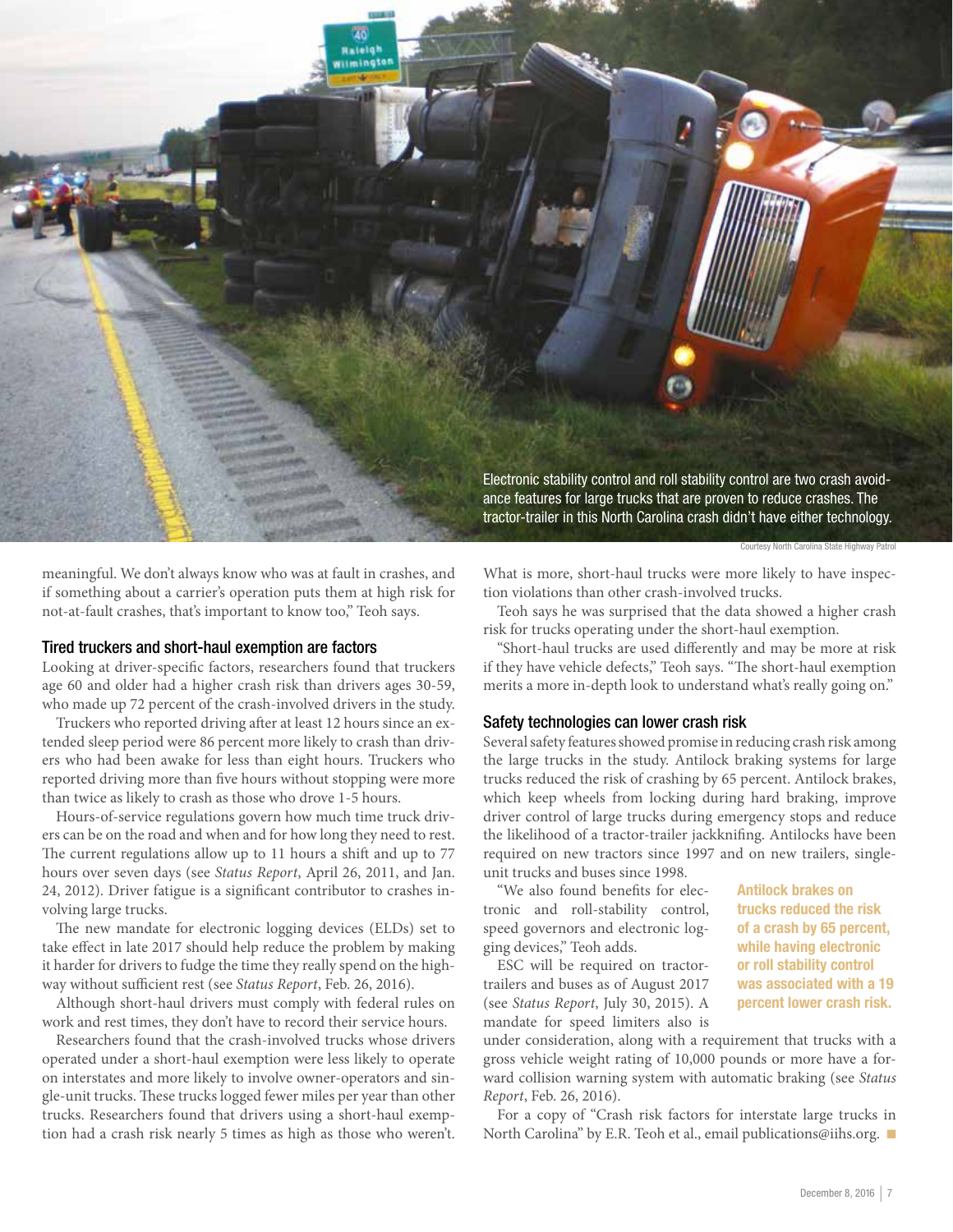Electronic stability control and roll stability control are two crash avoidance features for large trucks that are proven to reduce crashes. The tractor-trailer in this North Carolina crash didn't have either technology.

Courtesy North Carolina State Highway Patrol

meaningful. We don't always know who was at fault in crashes, and if something about a carrier's operation puts them at high risk for not-at-fault crashes, that's important to know too," Teoh says.

## Tired truckers and short-haul exemption are factors

Looking at driver-specific factors, researchers found that truckers age 60 and older had a higher crash risk than drivers ages 30-59, who made up 72 percent of the crash-involved drivers in the study.

Truckers who reported driving after at least 12 hours since an extended sleep period were 86 percent more likely to crash than drivers who had been awake for less than eight hours. Truckers who reported driving more than five hours without stopping were more than twice as likely to crash as those who drove 1-5 hours.

Hours-of-service regulations govern how much time truck drivers can be on the road and when and for how long they need to rest. The current regulations allow up to 11 hours a shift and up to 77 hours over seven days (see *Status Report*, April 26, 2011, and Jan. 24, 2012). Driver fatigue is a significant contributor to crashes involving large trucks.

The new mandate for electronic logging devices (ELDs) set to take effect in late 2017 should help reduce the problem by making it harder for drivers to fudge the time they really spend on the highway without sufficient rest (see *Status Report*, Feb. 26, 2016).

Although short-haul drivers must comply with federal rules on work and rest times, they don't have to record their service hours.

Researchers found that the crash-involved trucks whose drivers operated under a short-haul exemption were less likely to operate on interstates and more likely to involve owner-operators and single-unit trucks. These trucks logged fewer miles per year than other trucks. Researchers found that drivers using a short-haul exemption had a crash risk nearly 5 times as high as those who weren't. What is more, short-haul trucks were more likely to have inspection violations than other crash-involved trucks.

Teoh says he was surprised that the data showed a higher crash risk for trucks operating under the short-haul exemption.

"Short-haul trucks are used differently and may be more at risk if they have vehicle defects," Teoh says. "The short-haul exemption merits a more in-depth look to understand what's really going on."

## Safety technologies can lower crash risk

Several safety features showed promise in reducing crash risk among the large trucks in the study. Antilock braking systems for large trucks reduced the risk of crashing by 65 percent. Antilock brakes, which keep wheels from locking during hard braking, improve driver control of large trucks during emergency stops and reduce the likelihood of a tractor-trailer jackknifing. Antilocks have been required on new tractors since 1997 and on new trailers, single-unit trucks and buses since 1998.

"We also found benefits for electronic and roll-stability control, speed governors and electronic logging devices," Teoh adds.

**Antilock brakes on trucks reduced the risk of a crash by 65 percent, while having electronic or roll stability control was associated with a 19 percent lower crash risk.**

ESC will be required on tractor-trailers and buses as of August 2017 (see *Status Report*, July 30, 2015). A mandate for speed limiters also is under consideration, along with a requirement that trucks with a gross vehicle weight rating of 10,000 pounds or more have a forward collision warning system with automatic braking (see *Status Report*, Feb. 26, 2016).

For a copy of "Crash risk factors for interstate large trucks in North Carolina" by E.R. Teoh et al., email publications@iihs.org. ■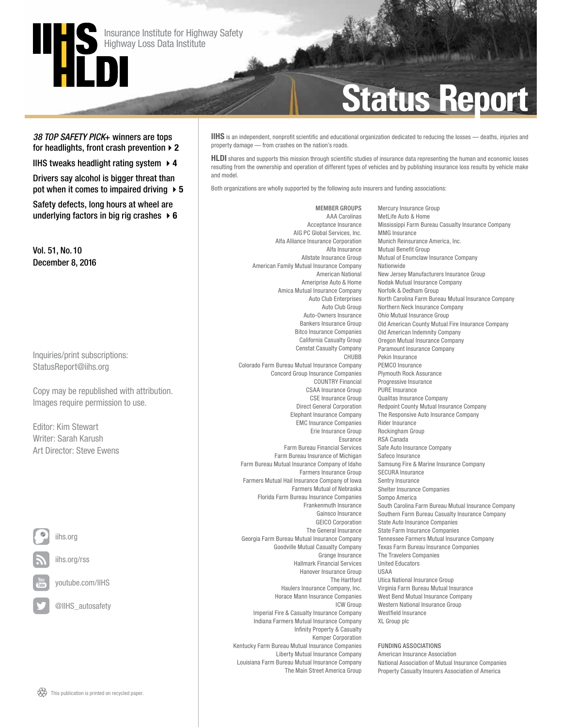# IIHS HLDI

Insurance Institute for Highway Safety
Highway Loss Data Institute

# Status Report

*38 TOP SAFETY PICK+* winners are tops for headlights, front crash prevention ▸ 2

IIHS tweaks headlight rating system ▸ 4

Drivers say alcohol is bigger threat than pot when it comes to impaired driving ▸ 5

Safety defects, long hours at wheel are underlying factors in big rig crashes ▸ 6

Vol. 51, No. 10
December 8, 2016

Inquiries/print subscriptions:
StatusReport@iihs.org

Copy may be republished with attribution.
Images require permission to use.

Editor: Kim Stewart
Writer: Sarah Karush
Art Director: Steve Ewens

iihs.org

iihs.org/rss

youtube.com/IIHS

@IIHS_autosafety

This publication is printed on recycled paper.

**IIHS** is an independent, nonprofit scientific and educational organization dedicated to reducing the losses — deaths, injuries and property damage — from crashes on the nation's roads.

**HLDI** shares and supports this mission through scientific studies of insurance data representing the human and economic losses resulting from the ownership and operation of different types of vehicles and by publishing insurance loss results by vehicle make and model.

Both organizations are wholly supported by the following auto insurers and funding associations:

MEMBER GROUPS

AAA Carolinas
Acceptance Insurance
AIG PC Global Services, Inc.
Alfa Alliance Insurance Corporation
Alfa Insurance
Allstate Insurance Group
American Family Mutual Insurance Company
American National
Ameriprise Auto & Home
Amica Mutual Insurance Company
Auto Club Enterprises
Auto Club Group
Auto-Owners Insurance
Bankers Insurance Group
Bitco Insurance Companies
California Casualty Group
Censtat Casualty Company
CHUBB
Colorado Farm Bureau Mutual Insurance Company
Concord Group Insurance Companies
COUNTRY Financial
CSAA Insurance Group
CSE Insurance Group
Direct General Corporation
Elephant Insurance Company
EMC Insurance Companies
Erie Insurance Group
Esurance
Farm Bureau Financial Services
Farm Bureau Insurance of Michigan
Farm Bureau Mutual Insurance Company of Idaho
Farmers Insurance Group
Farmers Mutual Hail Insurance Company of Iowa
Farmers Mutual of Nebraska
Florida Farm Bureau Insurance Companies
Frankenmuth Insurance
Gainsco Insurance
GEICO Corporation
The General Insurance
Georgia Farm Bureau Mutual Insurance Company
Goodville Mutual Casualty Company
Grange Insurance
Hallmark Financial Services
Hanover Insurance Group
The Hartford
Haulers Insurance Company, Inc.
Horace Mann Insurance Companies
ICW Group
Imperial Fire & Casualty Insurance Company
Indiana Farmers Mutual Insurance Company
Infinity Property & Casualty
Kemper Corporation
Kentucky Farm Bureau Mutual Insurance Companies
Liberty Mutual Insurance Company
Louisiana Farm Bureau Mutual Insurance Company
The Main Street America Group
Mercury Insurance Group
MetLife Auto & Home
Mississippi Farm Bureau Casualty Insurance Company
MMG Insurance
Munich Reinsurance America, Inc.
Mutual Benefit Group
Mutual of Enumclaw Insurance Company
Nationwide
New Jersey Manufacturers Insurance Group
Nodak Mutual Insurance Company
Norfolk & Dedham Group
North Carolina Farm Bureau Mutual Insurance Company
Northern Neck Insurance Company
Ohio Mutual Insurance Group
Old American County Mutual Fire Insurance Company
Old American Indemnity Company
Oregon Mutual Insurance Company
Paramount Insurance Company
Pekin Insurance
PEMCO Insurance
Plymouth Rock Assurance
Progressive Insurance
PURE Insurance
Qualitas Insurance Company
Redpoint County Mutual Insurance Company
The Responsive Auto Insurance Company
Rider Insurance
Rockingham Group
RSA Canada
Safe Auto Insurance Company
Safeco Insurance
Samsung Fire & Marine Insurance Company
SECURA Insurance
Sentry Insurance
Shelter Insurance Companies
Sompo America
South Carolina Farm Bureau Mutual Insurance Company
Southern Farm Bureau Casualty Insurance Company
State Auto Insurance Companies
State Farm Insurance Companies
Tennessee Farmers Mutual Insurance Company
Texas Farm Bureau Insurance Companies
The Travelers Companies
United Educators
USAA
Utica National Insurance Group
Virginia Farm Bureau Mutual Insurance
West Bend Mutual Insurance Company
Western National Insurance Group
Westfield Insurance
XL Group plc

FUNDING ASSOCIATIONS

American Insurance Association
National Association of Mutual Insurance Companies
Property Casualty Insurers Association of America